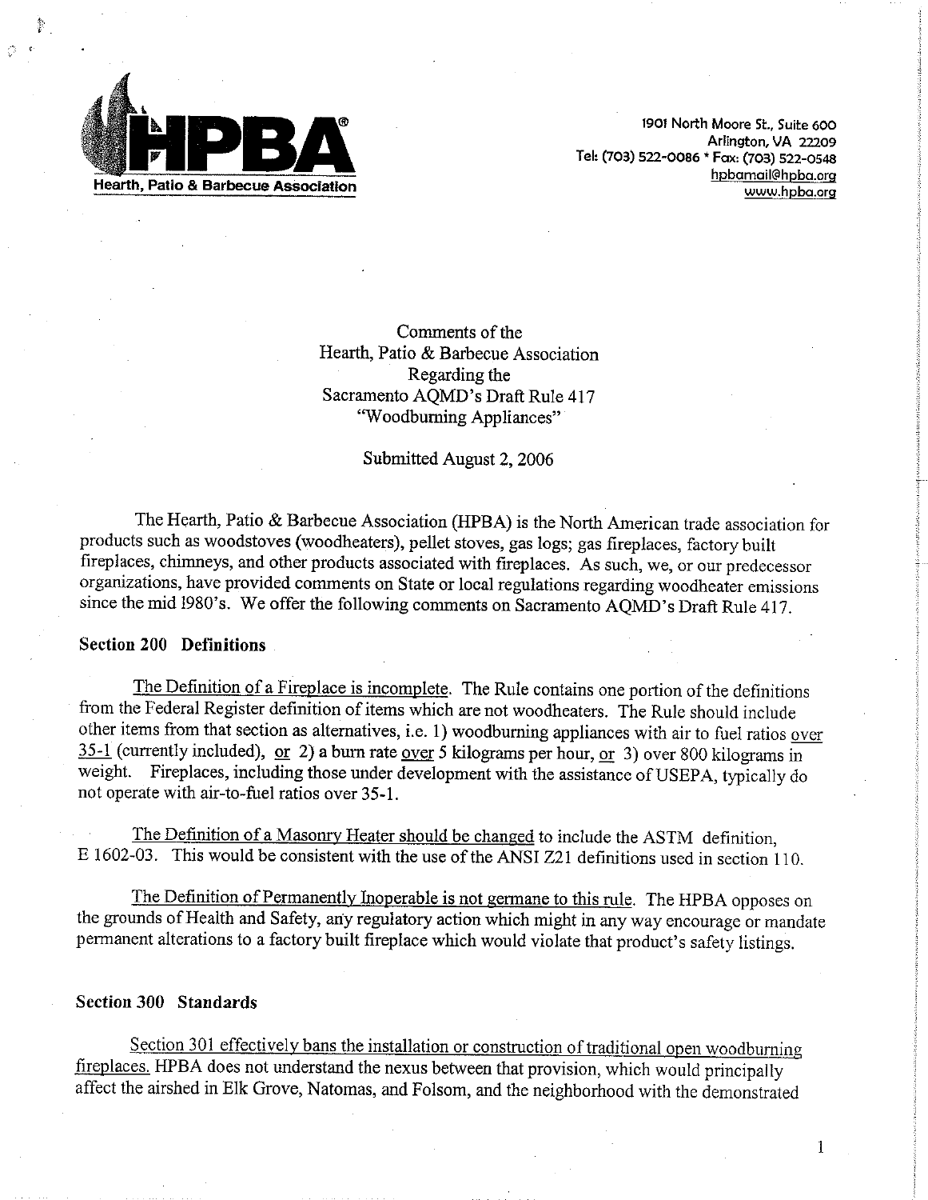**HPBA®**
**Hearth, Patio & Barbecue Association**

1901 North Moore St., Suite 600
Arlington, VA 22209
Tel: (703) 522-0086 * Fax: (703) 522-0548
hpbamail@hpba.org
www.hpba.org

Comments of the
Hearth, Patio & Barbecue Association
Regarding the
Sacramento AQMD's Draft Rule 417
"Woodburning Appliances"

Submitted August 2, 2006

The Hearth, Patio & Barbecue Association (HPBA) is the North American trade association for products such as woodstoves (woodheaters), pellet stoves, gas logs; gas fireplaces, factory built fireplaces, chimneys, and other products associated with fireplaces. As such, we, or our predecessor organizations, have provided comments on State or local regulations regarding woodheater emissions since the mid 1980's. We offer the following comments on Sacramento AQMD's Draft Rule 417.

## Section 200 Definitions

The Definition of a Fireplace is incomplete. The Rule contains one portion of the definitions from the Federal Register definition of items which are not woodheaters. The Rule should include other items from that section as alternatives, i.e. 1) woodburning appliances with air to fuel ratios over 35-1 (currently included), or 2) a burn rate over 5 kilograms per hour, or 3) over 800 kilograms in weight. Fireplaces, including those under development with the assistance of USEPA, typically do not operate with air-to-fuel ratios over 35-1.

The Definition of a Masonry Heater should be changed to include the ASTM definition, E 1602-03. This would be consistent with the use of the ANSI Z21 definitions used in section 110.

The Definition of Permanently Inoperable is not germane to this rule. The HPBA opposes on the grounds of Health and Safety, any regulatory action which might in any way encourage or mandate permanent alterations to a factory built fireplace which would violate that product's safety listings.

## Section 300 Standards

Section 301 effectively bans the installation or construction of traditional open woodburning fireplaces. HPBA does not understand the nexus between that provision, which would principally affect the airshed in Elk Grove, Natomas, and Folsom, and the neighborhood with the demonstrated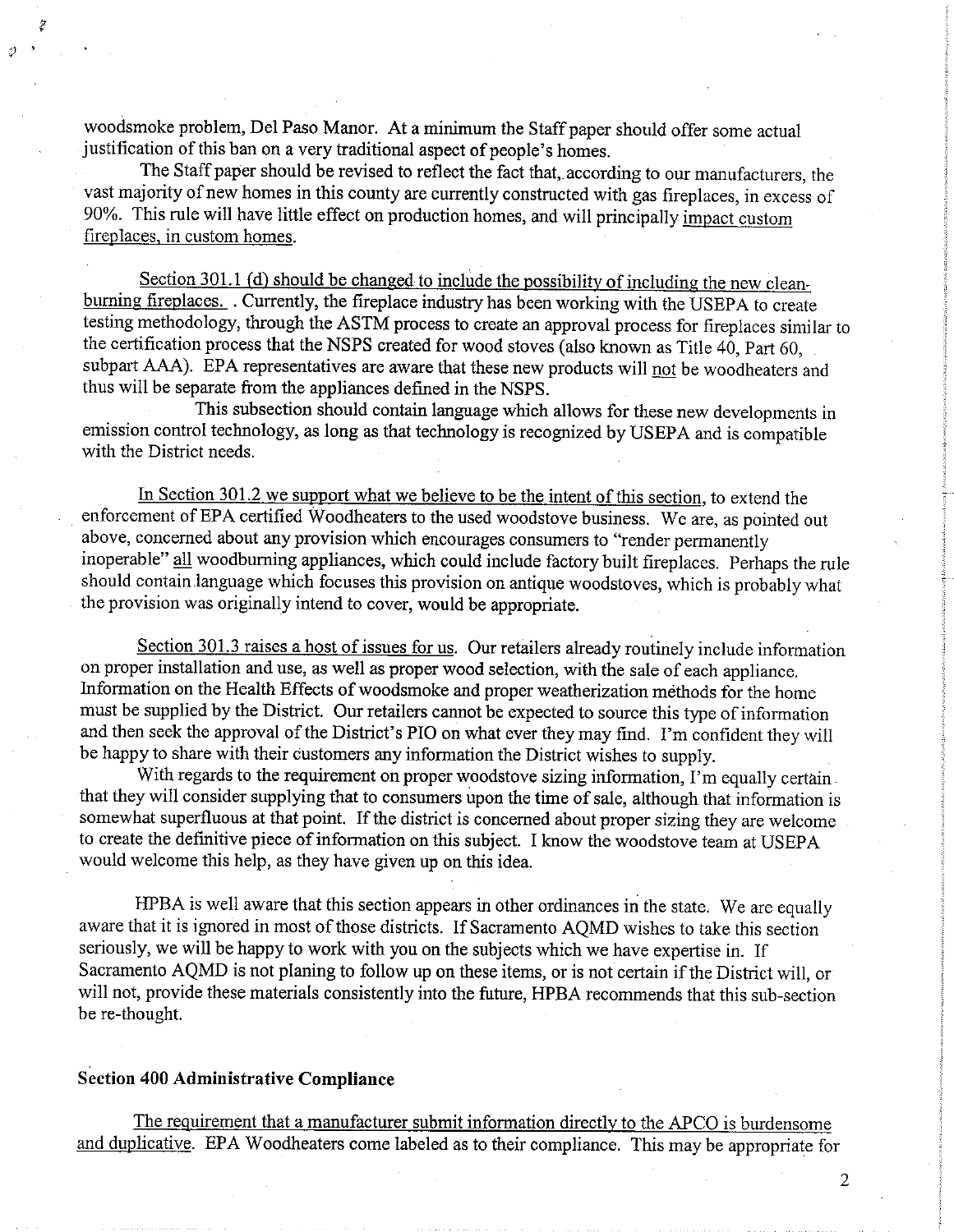woodsmoke problem, Del Paso Manor. At a minimum the Staff paper should offer some actual justification of this ban on a very traditional aspect of people's homes.

The Staff paper should be revised to reflect the fact that, according to our manufacturers, the vast majority of new homes in this county are currently constructed with gas fireplaces, in excess of 90%. This rule will have little effect on production homes, and will principally impact custom fireplaces, in custom homes.

Section 301.1 (d) should be changed to include the possibility of including the new clean-burning fireplaces. . Currently, the fireplace industry has been working with the USEPA to create testing methodology, through the ASTM process to create an approval process for fireplaces similar to the certification process that the NSPS created for wood stoves (also known as Title 40, Part 60, subpart AAA). EPA representatives are aware that these new products will not be woodheaters and thus will be separate from the appliances defined in the NSPS.

This subsection should contain language which allows for these new developments in emission control technology, as long as that technology is recognized by USEPA and is compatible with the District needs.

In Section 301.2 we support what we believe to be the intent of this section, to extend the enforcement of EPA certified Woodheaters to the used woodstove business. We are, as pointed out above, concerned about any provision which encourages consumers to "render permanently inoperable" all woodburning appliances, which could include factory built fireplaces. Perhaps the rule should contain language which focuses this provision on antique woodstoves, which is probably what the provision was originally intend to cover, would be appropriate.

Section 301.3 raises a host of issues for us. Our retailers already routinely include information on proper installation and use, as well as proper wood selection, with the sale of each appliance. Information on the Health Effects of woodsmoke and proper weatherization methods for the home must be supplied by the District. Our retailers cannot be expected to source this type of information and then seek the approval of the District's PIO on what ever they may find. I'm confident they will be happy to share with their customers any information the District wishes to supply.

With regards to the requirement on proper woodstove sizing information, I'm equally certain that they will consider supplying that to consumers upon the time of sale, although that information is somewhat superfluous at that point. If the district is concerned about proper sizing they are welcome to create the definitive piece of information on this subject. I know the woodstove team at USEPA would welcome this help, as they have given up on this idea.

HPBA is well aware that this section appears in other ordinances in the state. We are equally aware that it is ignored in most of those districts. If Sacramento AQMD wishes to take this section seriously, we will be happy to work with you on the subjects which we have expertise in. If Sacramento AQMD is not planing to follow up on these items, or is not certain if the District will, or will not, provide these materials consistently into the future, HPBA recommends that this sub-section be re-thought.

**Section 400 Administrative Compliance**

The requirement that a manufacturer submit information directly to the APCO is burdensome and duplicative. EPA Woodheaters come labeled as to their compliance. This may be appropriate for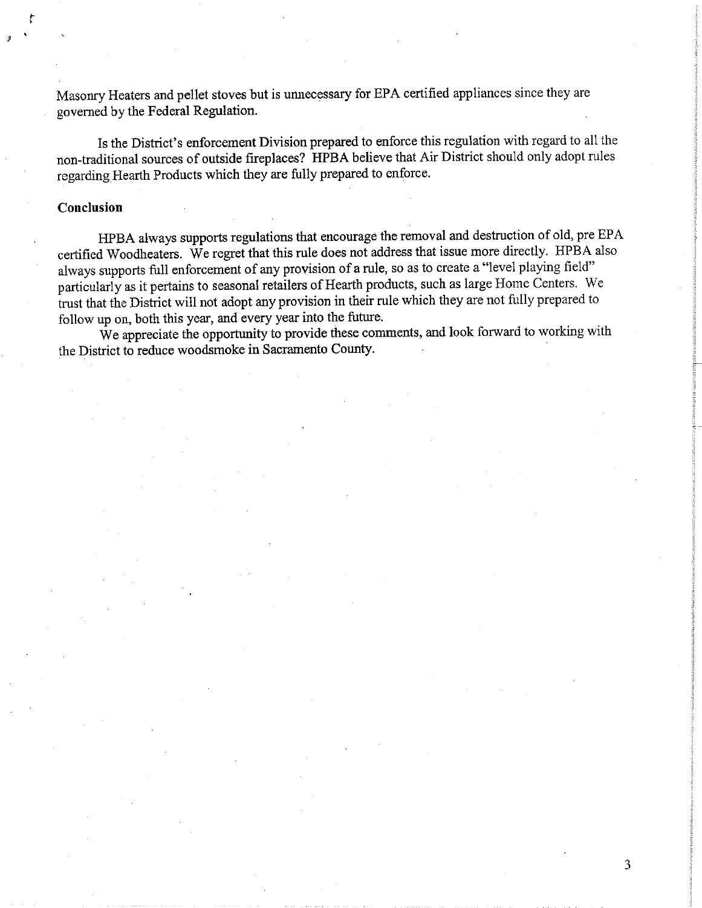Masonry Heaters and pellet stoves but is unnecessary for EPA certified appliances since they are governed by the Federal Regulation.

Is the District's enforcement Division prepared to enforce this regulation with regard to all the non-traditional sources of outside fireplaces? HPBA believe that Air District should only adopt rules regarding Hearth Products which they are fully prepared to enforce.

## Conclusion

HPBA always supports regulations that encourage the removal and destruction of old, pre EPA certified Woodheaters. We regret that this rule does not address that issue more directly. HPBA also always supports full enforcement of any provision of a rule, so as to create a "level playing field" particularly as it pertains to seasonal retailers of Hearth products, such as large Home Centers. We trust that the District will not adopt any provision in their rule which they are not fully prepared to follow up on, both this year, and every year into the future.

We appreciate the opportunity to provide these comments, and look forward to working with the District to reduce woodsmoke in Sacramento County.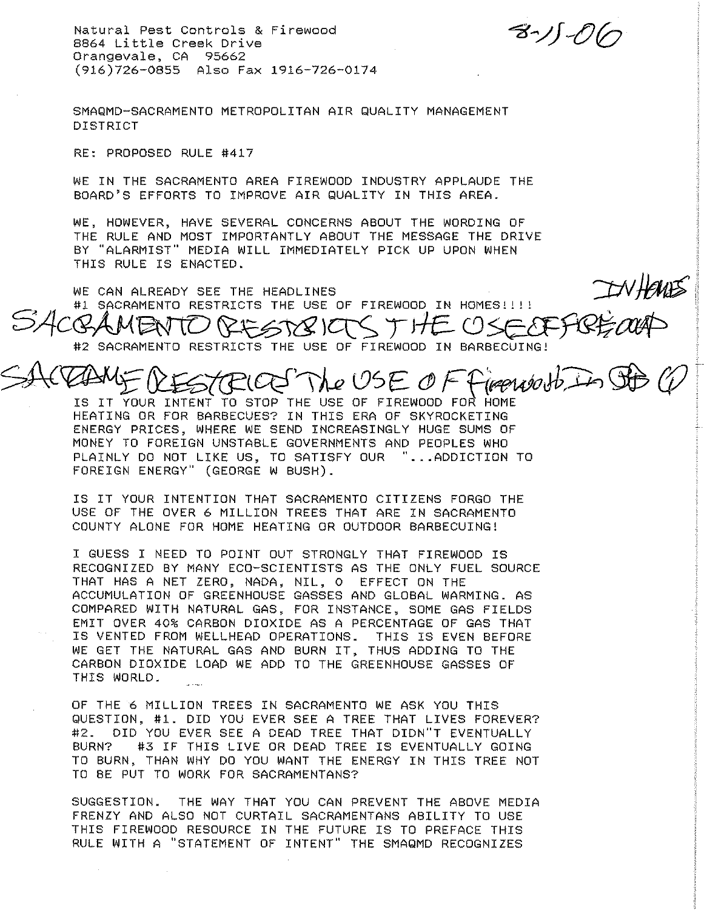Natural Pest Controls & Firewood
8864 Little Creek Drive
Orangevale, CA 95662
(916)726-0855 Also Fax 1916-726-0174

8-15-06

SMAQMD-SACRAMENTO METROPOLITAN AIR QUALITY MANAGEMENT DISTRICT

RE: PROPOSED RULE #417

WE IN THE SACRAMENTO AREA FIREWOOD INDUSTRY APPLAUDE THE BOARD'S EFFORTS TO IMPROVE AIR QUALITY IN THIS AREA.

WE, HOWEVER, HAVE SEVERAL CONCERNS ABOUT THE WORDING OF THE RULE AND MOST IMPORTANTLY ABOUT THE MESSAGE THE DRIVE BY "ALARMIST" MEDIA WILL IMMEDIATELY PICK UP UPON WHEN THIS RULE IS ENACTED.

WE CAN ALREADY SEE THE HEADLINES
#1 SACRAMENTO RESTRICTS THE USE OF FIREWOOD IN HOMES!!!!

SACRAMENTO RESTRICTS THE USE OF FIREWOOD IN HOMES

#2 SACRAMENTO RESTRICTS THE USE OF FIREWOOD IN BARBECUING!

SACRAMENTO RESTRICTS THE USE OF FIREWOOD IN BBQ (!)

IS IT YOUR INTENT TO STOP THE USE OF FIREWOOD FOR HOME HEATING OR FOR BARBECUES? IN THIS ERA OF SKYROCKETING ENERGY PRICES, WHERE WE SEND INCREASINGLY HUGE SUMS OF MONEY TO FOREIGN UNSTABLE GOVERNMENTS AND PEOPLES WHO PLAINLY DO NOT LIKE US, TO SATISFY OUR "...ADDICTION TO FOREIGN ENERGY" (GEORGE W BUSH).

IS IT YOUR INTENTION THAT SACRAMENTO CITIZENS FORGO THE USE OF THE OVER 6 MILLION TREES THAT ARE IN SACRAMENTO COUNTY ALONE FOR HOME HEATING OR OUTDOOR BARBECUING!

I GUESS I NEED TO POINT OUT STRONGLY THAT FIREWOOD IS RECOGNIZED BY MANY ECO-SCIENTISTS AS THE ONLY FUEL SOURCE THAT HAS A NET ZERO, NADA, NIL, 0 EFFECT ON THE ACCUMULATION OF GREENHOUSE GASSES AND GLOBAL WARMING. AS COMPARED WITH NATURAL GAS, FOR INSTANCE, SOME GAS FIELDS EMIT OVER 40% CARBON DIOXIDE AS A PERCENTAGE OF GAS THAT IS VENTED FROM WELLHEAD OPERATIONS. THIS IS EVEN BEFORE WE GET THE NATURAL GAS AND BURN IT, THUS ADDING TO THE CARBON DIOXIDE LOAD WE ADD TO THE GREENHOUSE GASSES OF THIS WORLD.

OF THE 6 MILLION TREES IN SACRAMENTO WE ASK YOU THIS QUESTION, #1. DID YOU EVER SEE A TREE THAT LIVES FOREVER? #2. DID YOU EVER SEE A DEAD TREE THAT DIDN"T EVENTUALLY BURN? #3 IF THIS LIVE OR DEAD TREE IS EVENTUALLY GOING TO BURN, THAN WHY DO YOU WANT THE ENERGY IN THIS TREE NOT TO BE PUT TO WORK FOR SACRAMENTANS?

SUGGESTION. THE WAY THAT YOU CAN PREVENT THE ABOVE MEDIA FRENZY AND ALSO NOT CURTAIL SACRAMENTANS ABILITY TO USE THIS FIREWOOD RESOURCE IN THE FUTURE IS TO PREFACE THIS RULE WITH A "STATEMENT OF INTENT" THE SMAQMD RECOGNIZES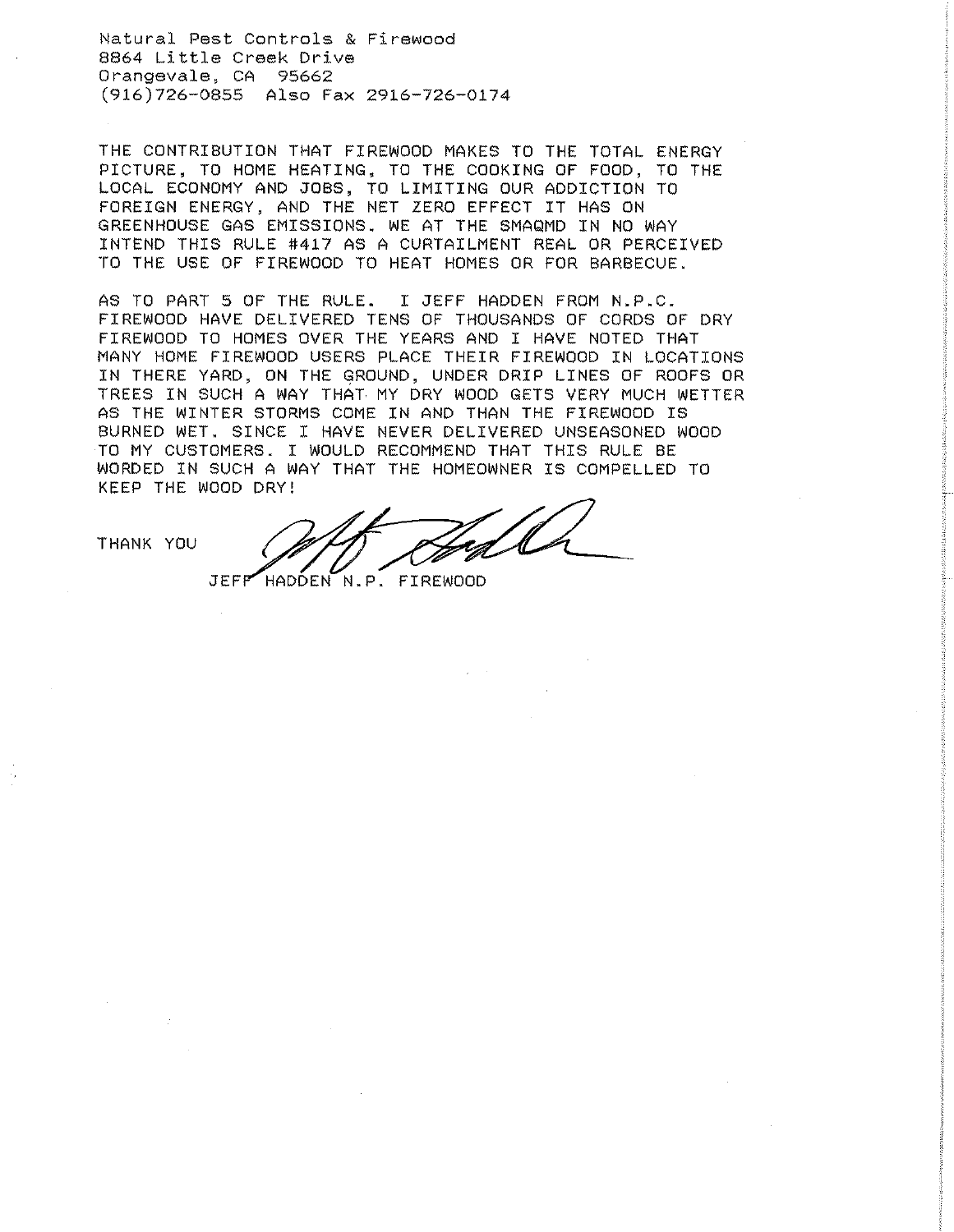Natural Pest Controls & Firewood
8864 Little Creek Drive
Orangevale, CA 95662
(916)726-0855 Also Fax 2916-726-0174

THE CONTRIBUTION THAT FIREWOOD MAKES TO THE TOTAL ENERGY PICTURE, TO HOME HEATING, TO THE COOKING OF FOOD, TO THE LOCAL ECONOMY AND JOBS, TO LIMITING OUR ADDICTION TO FOREIGN ENERGY, AND THE NET ZERO EFFECT IT HAS ON GREENHOUSE GAS EMISSIONS. WE AT THE SMAQMD IN NO WAY INTEND THIS RULE #417 AS A CURTAILMENT REAL OR PERCEIVED TO THE USE OF FIREWOOD TO HEAT HOMES OR FOR BARBECUE.

AS TO PART 5 OF THE RULE. I JEFF HADDEN FROM N.P.C. FIREWOOD HAVE DELIVERED TENS OF THOUSANDS OF CORDS OF DRY FIREWOOD TO HOMES OVER THE YEARS AND I HAVE NOTED THAT MANY HOME FIREWOOD USERS PLACE THEIR FIREWOOD IN LOCATIONS IN THERE YARD, ON THE GROUND, UNDER DRIP LINES OF ROOFS OR TREES IN SUCH A WAY THAT MY DRY WOOD GETS VERY MUCH WETTER AS THE WINTER STORMS COME IN AND THAN THE FIREWOOD IS BURNED WET. SINCE I HAVE NEVER DELIVERED UNSEASONED WOOD TO MY CUSTOMERS. I WOULD RECOMMEND THAT THIS RULE BE WORDED IN SUCH A WAY THAT THE HOMEOWNER IS COMPELLED TO KEEP THE WOOD DRY!

THANK YOU

JEFF HADDEN N.P. FIREWOOD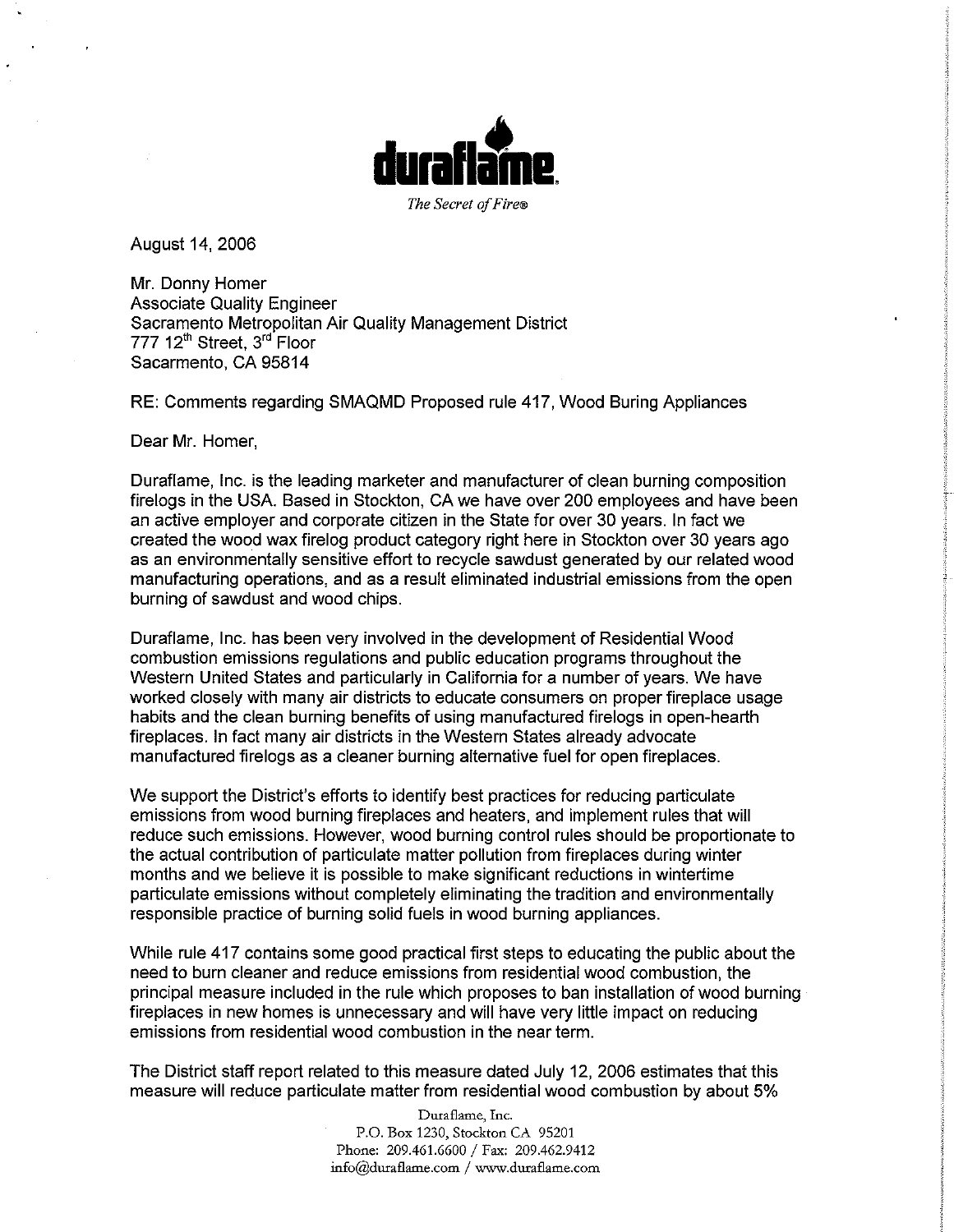**duraflame**

*The Secret of Fire®*

August 14, 2006

Mr. Donny Homer
Associate Quality Engineer
Sacramento Metropolitan Air Quality Management District
777 12th Street, 3rd Floor
Sacarmento, CA 95814

RE: Comments regarding SMAQMD Proposed rule 417, Wood Buring Appliances

Dear Mr. Homer,

Duraflame, Inc. is the leading marketer and manufacturer of clean burning composition firelogs in the USA. Based in Stockton, CA we have over 200 employees and have been an active employer and corporate citizen in the State for over 30 years. In fact we created the wood wax firelog product category right here in Stockton over 30 years ago as an environmentally sensitive effort to recycle sawdust generated by our related wood manufacturing operations, and as a result eliminated industrial emissions from the open burning of sawdust and wood chips.

Duraflame, Inc. has been very involved in the development of Residential Wood combustion emissions regulations and public education programs throughout the Western United States and particularly in California for a number of years. We have worked closely with many air districts to educate consumers on proper fireplace usage habits and the clean burning benefits of using manufactured firelogs in open-hearth fireplaces. In fact many air districts in the Western States already advocate manufactured firelogs as a cleaner burning alternative fuel for open fireplaces.

We support the District's efforts to identify best practices for reducing particulate emissions from wood burning fireplaces and heaters, and implement rules that will reduce such emissions. However, wood burning control rules should be proportionate to the actual contribution of particulate matter pollution from fireplaces during winter months and we believe it is possible to make significant reductions in wintertime particulate emissions without completely eliminating the tradition and environmentally responsible practice of burning solid fuels in wood burning appliances.

While rule 417 contains some good practical first steps to educating the public about the need to burn cleaner and reduce emissions from residential wood combustion, the principal measure included in the rule which proposes to ban installation of wood burning fireplaces in new homes is unnecessary and will have very little impact on reducing emissions from residential wood combustion in the near term.

The District staff report related to this measure dated July 12, 2006 estimates that this measure will reduce particulate matter from residential wood combustion by about 5%

Duraflame, Inc.
P.O. Box 1230, Stockton CA 95201
Phone: 209.461.6600 / Fax: 209.462.9412
info@duraflame.com / www.duraflame.com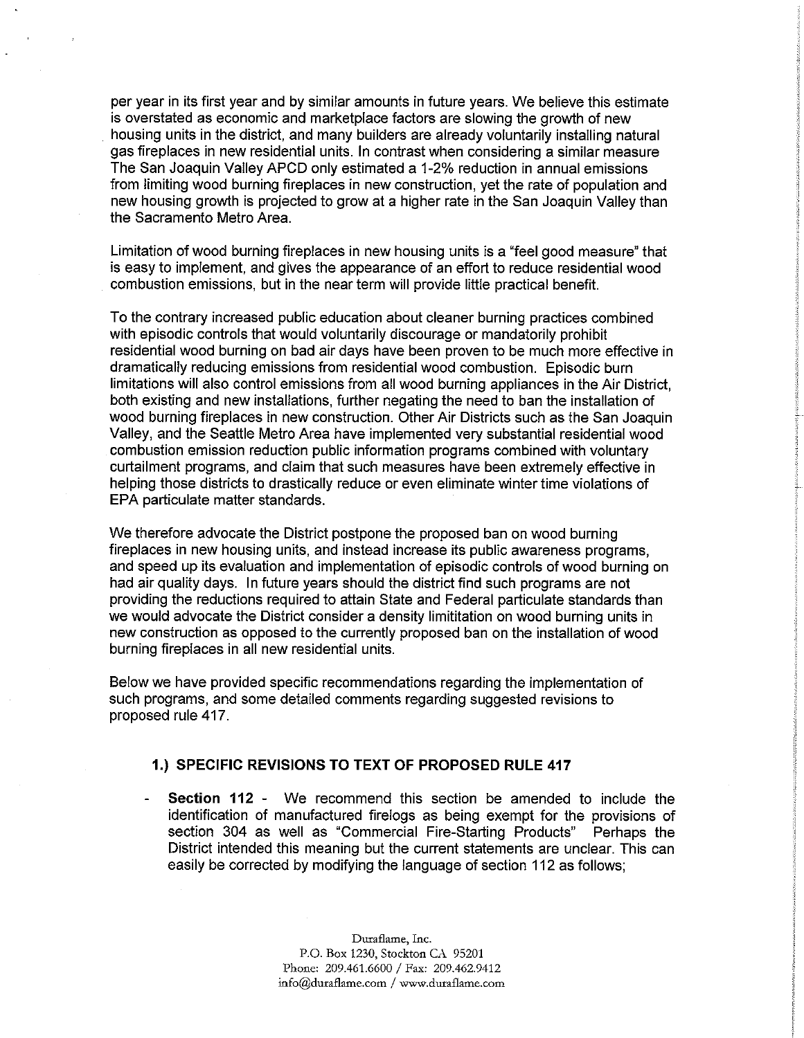per year in its first year and by similar amounts in future years. We believe this estimate is overstated as economic and marketplace factors are slowing the growth of new housing units in the district, and many builders are already voluntarily installing natural gas fireplaces in new residential units. In contrast when considering a similar measure The San Joaquin Valley APCD only estimated a 1-2% reduction in annual emissions from limiting wood burning fireplaces in new construction, yet the rate of population and new housing growth is projected to grow at a higher rate in the San Joaquin Valley than the Sacramento Metro Area.

Limitation of wood burning fireplaces in new housing units is a "feel good measure" that is easy to implement, and gives the appearance of an effort to reduce residential wood combustion emissions, but in the near term will provide little practical benefit.

To the contrary increased public education about cleaner burning practices combined with episodic controls that would voluntarily discourage or mandatorily prohibit residential wood burning on bad air days have been proven to be much more effective in dramatically reducing emissions from residential wood combustion. Episodic burn limitations will also control emissions from all wood burning appliances in the Air District, both existing and new installations, further negating the need to ban the installation of wood burning fireplaces in new construction. Other Air Districts such as the San Joaquin Valley, and the Seattle Metro Area have implemented very substantial residential wood combustion emission reduction public information programs combined with voluntary curtailment programs, and claim that such measures have been extremely effective in helping those districts to drastically reduce or even eliminate winter time violations of EPA particulate matter standards.

We therefore advocate the District postpone the proposed ban on wood burning fireplaces in new housing units, and instead increase its public awareness programs, and speed up its evaluation and implementation of episodic controls of wood burning on bad air quality days. In future years should the district find such programs are not providing the reductions required to attain State and Federal particulate standards than we would advocate the District consider a density limititation on wood burning units in new construction as opposed to the currently proposed ban on the installation of wood burning fireplaces in all new residential units.

Below we have provided specific recommendations regarding the implementation of such programs, and some detailed comments regarding suggested revisions to proposed rule 417.

### 1.) SPECIFIC REVISIONS TO TEXT OF PROPOSED RULE 417

- **Section 112** - We recommend this section be amended to include the identification of manufactured firelogs as being exempt for the provisions of section 304 as well as "Commercial Fire-Starting Products" Perhaps the District intended this meaning but the current statements are unclear. This can easily be corrected by modifying the language of section 112 as follows;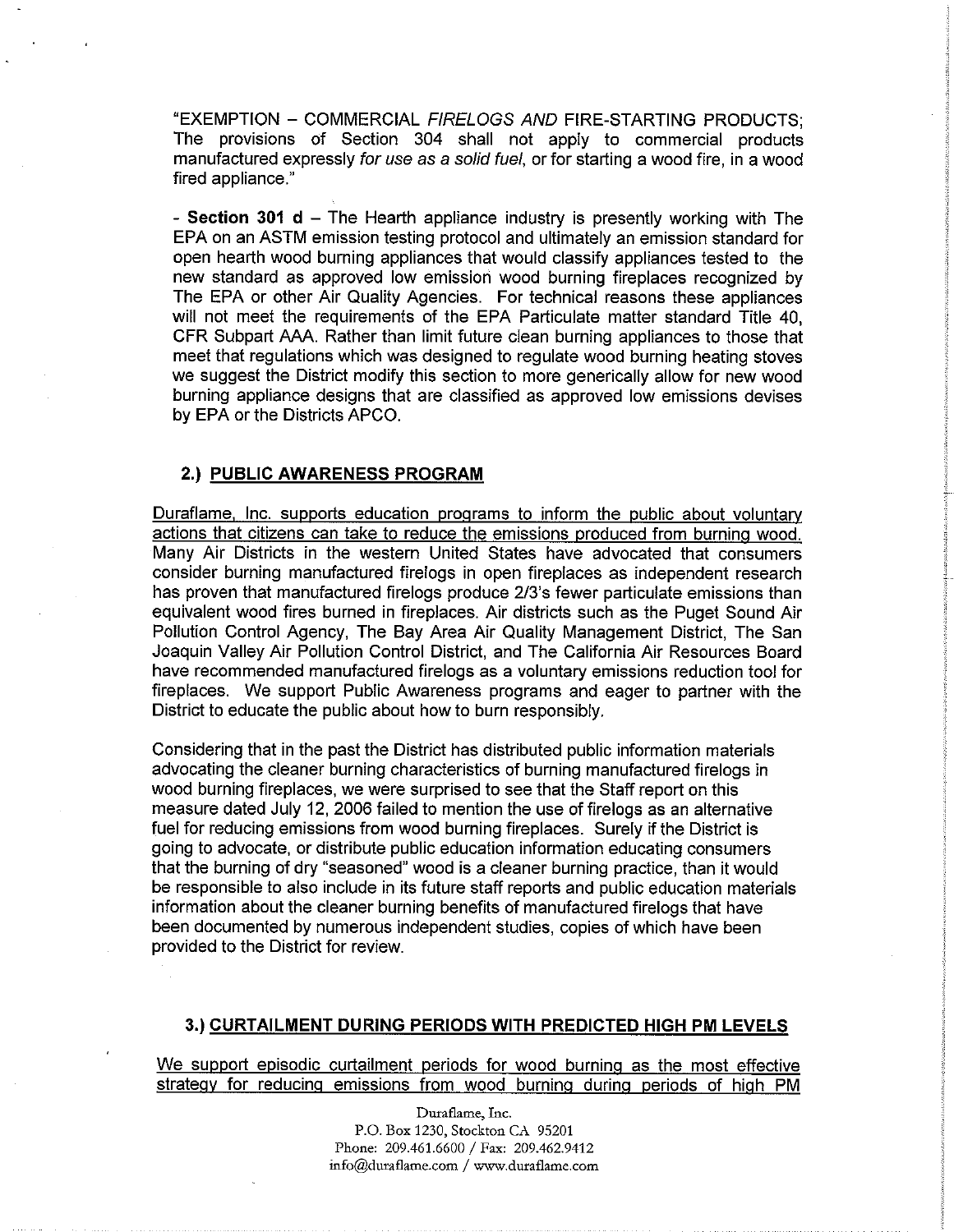"EXEMPTION – COMMERCIAL *FIRELOGS AND* FIRE-STARTING PRODUCTS; The provisions of Section 304 shall not apply to commercial products manufactured expressly *for use as a solid fuel*, or for starting a wood fire, in a wood fired appliance."

- **Section 301 d** – The Hearth appliance industry is presently working with The EPA on an ASTM emission testing protocol and ultimately an emission standard for open hearth wood burning appliances that would classify appliances tested to the new standard as approved low emission wood burning fireplaces recognized by The EPA or other Air Quality Agencies. For technical reasons these appliances will not meet the requirements of the EPA Particulate matter standard Title 40, CFR Subpart AAA. Rather than limit future clean burning appliances to those that meet that regulations which was designed to regulate wood burning heating stoves we suggest the District modify this section to more generically allow for new wood burning appliance designs that are classified as approved low emissions devises by EPA or the Districts APCO.

## 2.) PUBLIC AWARENESS PROGRAM

Duraflame, Inc. supports education programs to inform the public about voluntary actions that citizens can take to reduce the emissions produced from burning wood. Many Air Districts in the western United States have advocated that consumers consider burning manufactured firelogs in open fireplaces as independent research has proven that manufactured firelogs produce 2/3's fewer particulate emissions than equivalent wood fires burned in fireplaces. Air districts such as the Puget Sound Air Pollution Control Agency, The Bay Area Air Quality Management District, The San Joaquin Valley Air Pollution Control District, and The California Air Resources Board have recommended manufactured firelogs as a voluntary emissions reduction tool for fireplaces. We support Public Awareness programs and eager to partner with the District to educate the public about how to burn responsibly.

Considering that in the past the District has distributed public information materials advocating the cleaner burning characteristics of burning manufactured firelogs in wood burning fireplaces, we were surprised to see that the Staff report on this measure dated July 12, 2006 failed to mention the use of firelogs as an alternative fuel for reducing emissions from wood burning fireplaces. Surely if the District is going to advocate, or distribute public education information educating consumers that the burning of dry "seasoned" wood is a cleaner burning practice, than it would be responsible to also include in its future staff reports and public education materials information about the cleaner burning benefits of manufactured firelogs that have been documented by numerous independent studies, copies of which have been provided to the District for review.

## 3.) CURTAILMENT DURING PERIODS WITH PREDICTED HIGH PM LEVELS

We support episodic curtailment periods for wood burning as the most effective strategy for reducing emissions from wood burning during periods of high PM

Duraflame, Inc.
P.O. Box 1230, Stockton CA 95201
Phone: 209.461.6600 / Fax: 209.462.9412
info@duraflame.com / www.duraflame.com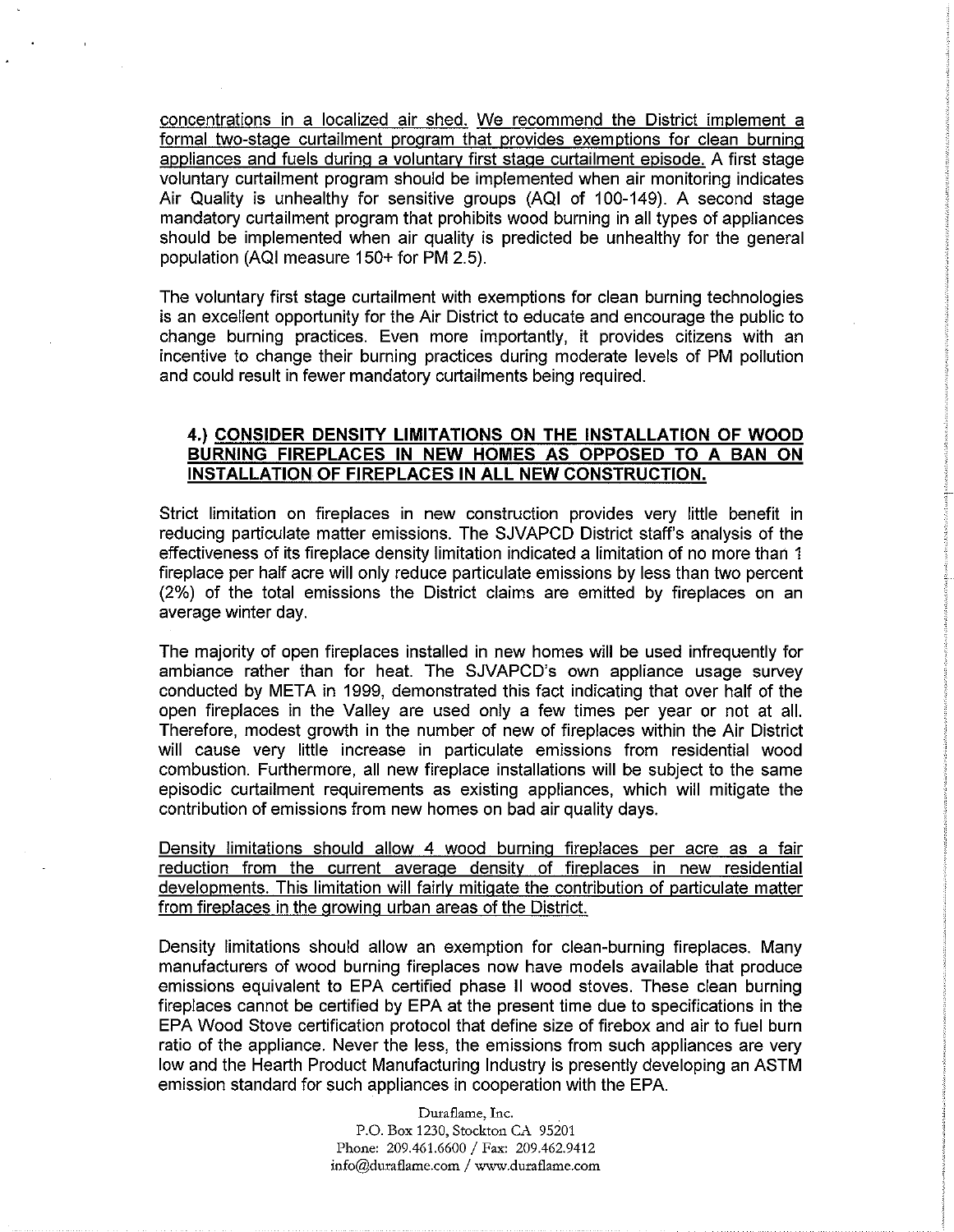concentrations in a localized air shed. We recommend the District implement a formal two-stage curtailment program that provides exemptions for clean burning appliances and fuels during a voluntary first stage curtailment episode. A first stage voluntary curtailment program should be implemented when air monitoring indicates Air Quality is unhealthy for sensitive groups (AQI of 100-149). A second stage mandatory curtailment program that prohibits wood burning in all types of appliances should be implemented when air quality is predicted be unhealthy for the general population (AQI measure 150+ for PM 2.5).

The voluntary first stage curtailment with exemptions for clean burning technologies is an excellent opportunity for the Air District to educate and encourage the public to change burning practices. Even more importantly, it provides citizens with an incentive to change their burning practices during moderate levels of PM pollution and could result in fewer mandatory curtailments being required.

### 4.) CONSIDER DENSITY LIMITATIONS ON THE INSTALLATION OF WOOD BURNING FIREPLACES IN NEW HOMES AS OPPOSED TO A BAN ON INSTALLATION OF FIREPLACES IN ALL NEW CONSTRUCTION.

Strict limitation on fireplaces in new construction provides very little benefit in reducing particulate matter emissions. The SJVAPCD District staff's analysis of the effectiveness of its fireplace density limitation indicated a limitation of no more than 1 fireplace per half acre will only reduce particulate emissions by less than two percent (2%) of the total emissions the District claims are emitted by fireplaces on an average winter day.

The majority of open fireplaces installed in new homes will be used infrequently for ambiance rather than for heat. The SJVAPCD's own appliance usage survey conducted by META in 1999, demonstrated this fact indicating that over half of the open fireplaces in the Valley are used only a few times per year or not at all. Therefore, modest growth in the number of new of fireplaces within the Air District will cause very little increase in particulate emissions from residential wood combustion. Furthermore, all new fireplace installations will be subject to the same episodic curtailment requirements as existing appliances, which will mitigate the contribution of emissions from new homes on bad air quality days.

Density limitations should allow 4 wood burning fireplaces per acre as a fair reduction from the current average density of fireplaces in new residential developments. This limitation will fairly mitigate the contribution of particulate matter from fireplaces in the growing urban areas of the District.

Density limitations should allow an exemption for clean-burning fireplaces. Many manufacturers of wood burning fireplaces now have models available that produce emissions equivalent to EPA certified phase II wood stoves. These clean burning fireplaces cannot be certified by EPA at the present time due to specifications in the EPA Wood Stove certification protocol that define size of firebox and air to fuel burn ratio of the appliance. Never the less, the emissions from such appliances are very low and the Hearth Product Manufacturing Industry is presently developing an ASTM emission standard for such appliances in cooperation with the EPA.

Duraflame, Inc.
P.O. Box 1230, Stockton CA 95201
Phone: 209.461.6600 / Fax: 209.462.9412
info@duraflame.com / www.duraflame.com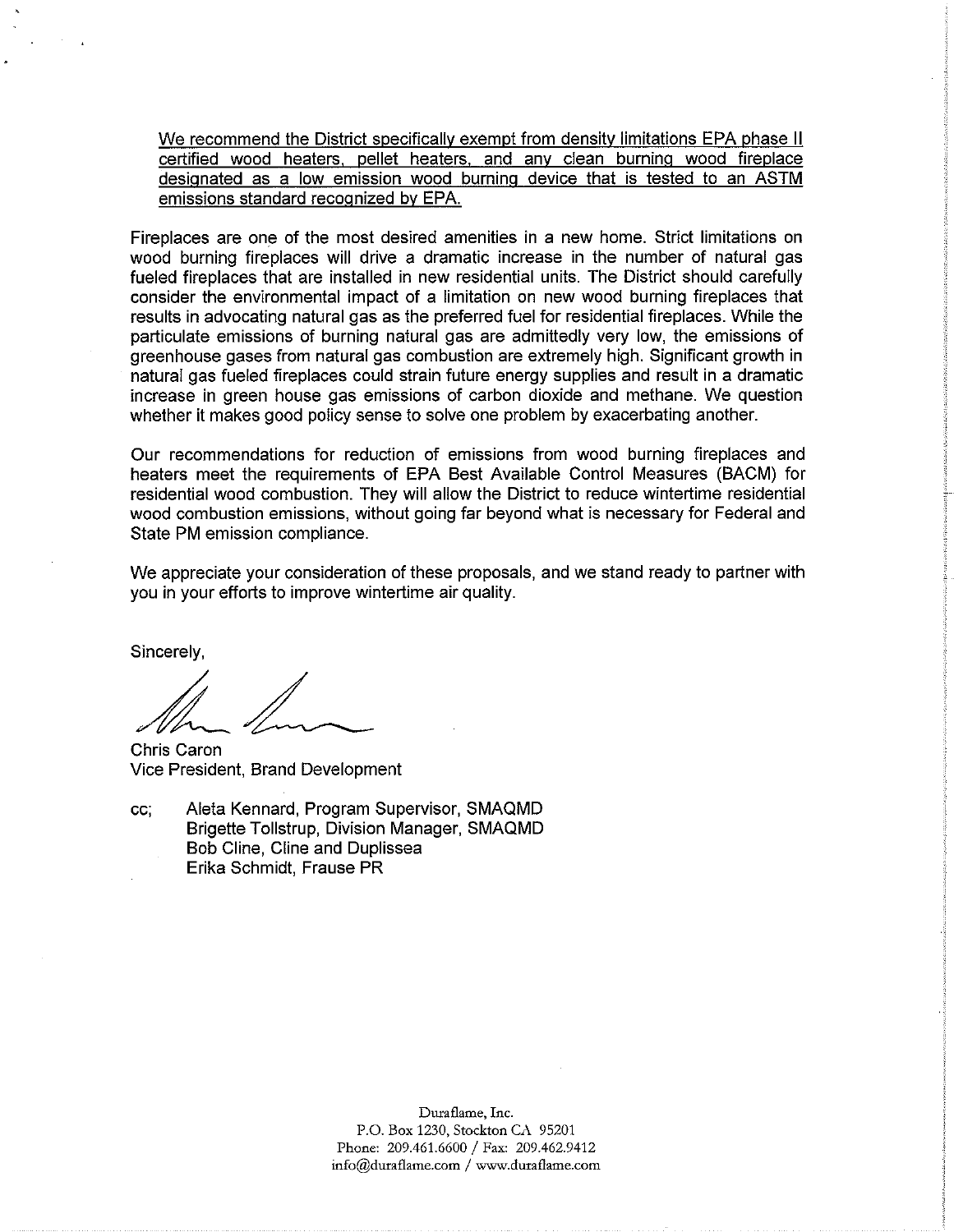<u>We recommend the District specifically exempt from density limitations EPA phase II certified wood heaters, pellet heaters, and any clean burning wood fireplace designated as a low emission wood burning device that is tested to an ASTM emissions standard recognized by EPA.</u>

Fireplaces are one of the most desired amenities in a new home. Strict limitations on wood burning fireplaces will drive a dramatic increase in the number of natural gas fueled fireplaces that are installed in new residential units. The District should carefully consider the environmental impact of a limitation on new wood burning fireplaces that results in advocating natural gas as the preferred fuel for residential fireplaces. While the particulate emissions of burning natural gas are admittedly very low, the emissions of greenhouse gases from natural gas combustion are extremely high. Significant growth in natural gas fueled fireplaces could strain future energy supplies and result in a dramatic increase in green house gas emissions of carbon dioxide and methane. We question whether it makes good policy sense to solve one problem by exacerbating another.

Our recommendations for reduction of emissions from wood burning fireplaces and heaters meet the requirements of EPA Best Available Control Measures (BACM) for residential wood combustion. They will allow the District to reduce wintertime residential wood combustion emissions, without going far beyond what is necessary for Federal and State PM emission compliance.

We appreciate your consideration of these proposals, and we stand ready to partner with you in your efforts to improve wintertime air quality.

Sincerely,

Chris Caron
Vice President, Brand Development

cc; Aleta Kennard, Program Supervisor, SMAQMD
Brigette Tollstrup, Division Manager, SMAQMD
Bob Cline, Cline and Duplissea
Erika Schmidt, Frause PR

Duraflame, Inc.
P.O. Box 1230, Stockton CA 95201
Phone: 209.461.6600 / Fax: 209.462.9412
info@duraflame.com / www.duraflame.com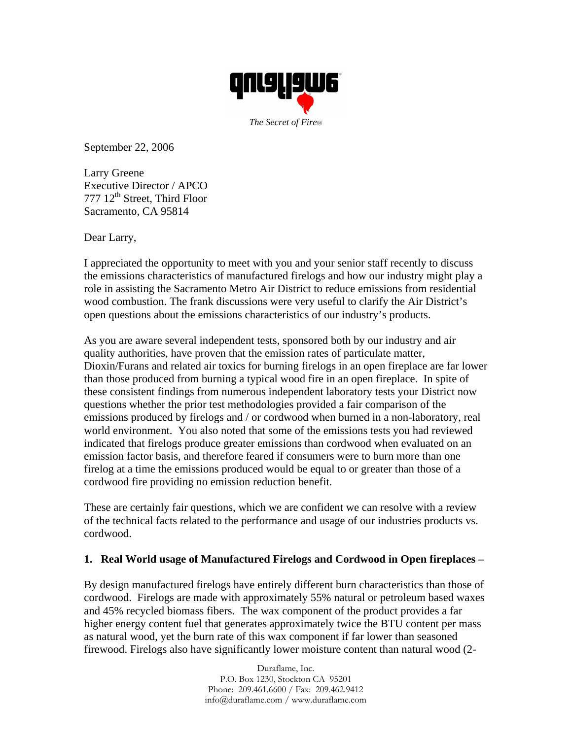*The Secret of Fire®*

September 22, 2006

Larry Greene
Executive Director / APCO
777 12th Street, Third Floor
Sacramento, CA 95814

Dear Larry,

I appreciated the opportunity to meet with you and your senior staff recently to discuss the emissions characteristics of manufactured firelogs and how our industry might play a role in assisting the Sacramento Metro Air District to reduce emissions from residential wood combustion. The frank discussions were very useful to clarify the Air District's open questions about the emissions characteristics of our industry's products.

As you are aware several independent tests, sponsored both by our industry and air quality authorities, have proven that the emission rates of particulate matter, Dioxin/Furans and related air toxics for burning firelogs in an open fireplace are far lower than those produced from burning a typical wood fire in an open fireplace. In spite of these consistent findings from numerous independent laboratory tests your District now questions whether the prior test methodologies provided a fair comparison of the emissions produced by firelogs and / or cordwood when burned in a non-laboratory, real world environment. You also noted that some of the emissions tests you had reviewed indicated that firelogs produce greater emissions than cordwood when evaluated on an emission factor basis, and therefore feared if consumers were to burn more than one firelog at a time the emissions produced would be equal to or greater than those of a cordwood fire providing no emission reduction benefit.

These are certainly fair questions, which we are confident we can resolve with a review of the technical facts related to the performance and usage of our industries products vs. cordwood.

**1. Real World usage of Manufactured Firelogs and Cordwood in Open fireplaces –**

By design manufactured firelogs have entirely different burn characteristics than those of cordwood. Firelogs are made with approximately 55% natural or petroleum based waxes and 45% recycled biomass fibers. The wax component of the product provides a far higher energy content fuel that generates approximately twice the BTU content per mass as natural wood, yet the burn rate of this wax component if far lower than seasoned firewood. Firelogs also have significantly lower moisture content than natural wood (2-

Duraflame, Inc.
P.O. Box 1230, Stockton CA 95201
Phone: 209.461.6600 / Fax: 209.462.9412
info@duraflame.com / www.duraflame.com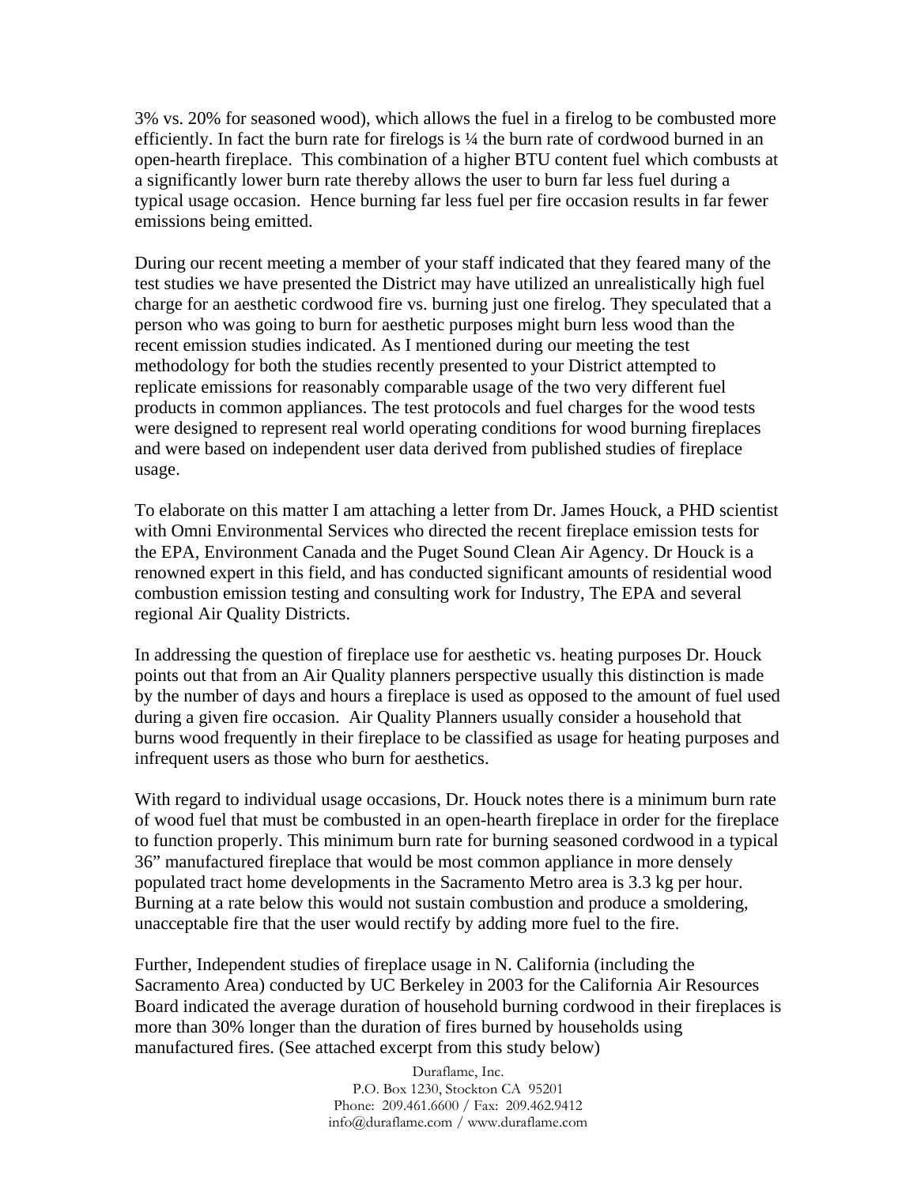3% vs. 20% for seasoned wood), which allows the fuel in a firelog to be combusted more efficiently. In fact the burn rate for firelogs is ¼ the burn rate of cordwood burned in an open-hearth fireplace. This combination of a higher BTU content fuel which combusts at a significantly lower burn rate thereby allows the user to burn far less fuel during a typical usage occasion. Hence burning far less fuel per fire occasion results in far fewer emissions being emitted.

During our recent meeting a member of your staff indicated that they feared many of the test studies we have presented the District may have utilized an unrealistically high fuel charge for an aesthetic cordwood fire vs. burning just one firelog. They speculated that a person who was going to burn for aesthetic purposes might burn less wood than the recent emission studies indicated. As I mentioned during our meeting the test methodology for both the studies recently presented to your District attempted to replicate emissions for reasonably comparable usage of the two very different fuel products in common appliances. The test protocols and fuel charges for the wood tests were designed to represent real world operating conditions for wood burning fireplaces and were based on independent user data derived from published studies of fireplace usage.

To elaborate on this matter I am attaching a letter from Dr. James Houck, a PHD scientist with Omni Environmental Services who directed the recent fireplace emission tests for the EPA, Environment Canada and the Puget Sound Clean Air Agency. Dr Houck is a renowned expert in this field, and has conducted significant amounts of residential wood combustion emission testing and consulting work for Industry, The EPA and several regional Air Quality Districts.

In addressing the question of fireplace use for aesthetic vs. heating purposes Dr. Houck points out that from an Air Quality planners perspective usually this distinction is made by the number of days and hours a fireplace is used as opposed to the amount of fuel used during a given fire occasion. Air Quality Planners usually consider a household that burns wood frequently in their fireplace to be classified as usage for heating purposes and infrequent users as those who burn for aesthetics.

With regard to individual usage occasions, Dr. Houck notes there is a minimum burn rate of wood fuel that must be combusted in an open-hearth fireplace in order for the fireplace to function properly. This minimum burn rate for burning seasoned cordwood in a typical 36" manufactured fireplace that would be most common appliance in more densely populated tract home developments in the Sacramento Metro area is 3.3 kg per hour. Burning at a rate below this would not sustain combustion and produce a smoldering, unacceptable fire that the user would rectify by adding more fuel to the fire.

Further, Independent studies of fireplace usage in N. California (including the Sacramento Area) conducted by UC Berkeley in 2003 for the California Air Resources Board indicated the average duration of household burning cordwood in their fireplaces is more than 30% longer than the duration of fires burned by households using manufactured fires. (See attached excerpt from this study below)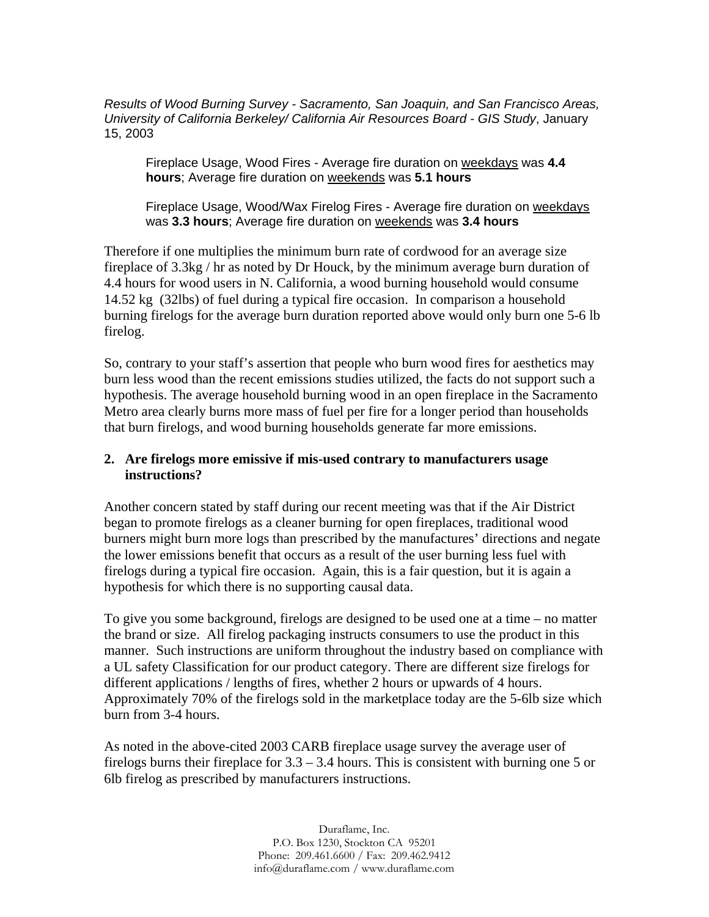*Results of Wood Burning Survey - Sacramento, San Joaquin, and San Francisco Areas, University of California Berkeley/ California Air Resources Board - GIS Study*, January 15, 2003

> Fireplace Usage, Wood Fires - Average fire duration on weekdays was **4.4 hours**; Average fire duration on weekends was **5.1 hours**
>
> Fireplace Usage, Wood/Wax Firelog Fires - Average fire duration on weekdays was **3.3 hours**; Average fire duration on weekends was **3.4 hours**

Therefore if one multiplies the minimum burn rate of cordwood for an average size fireplace of 3.3kg / hr as noted by Dr Houck, by the minimum average burn duration of 4.4 hours for wood users in N. California, a wood burning household would consume 14.52 kg (32lbs) of fuel during a typical fire occasion. In comparison a household burning firelogs for the average burn duration reported above would only burn one 5-6 lb firelog.

So, contrary to your staff's assertion that people who burn wood fires for aesthetics may burn less wood than the recent emissions studies utilized, the facts do not support such a hypothesis. The average household burning wood in an open fireplace in the Sacramento Metro area clearly burns more mass of fuel per fire for a longer period than households that burn firelogs, and wood burning households generate far more emissions.

**2. Are firelogs more emissive if mis-used contrary to manufacturers usage instructions?**

Another concern stated by staff during our recent meeting was that if the Air District began to promote firelogs as a cleaner burning for open fireplaces, traditional wood burners might burn more logs than prescribed by the manufactures' directions and negate the lower emissions benefit that occurs as a result of the user burning less fuel with firelogs during a typical fire occasion. Again, this is a fair question, but it is again a hypothesis for which there is no supporting causal data.

To give you some background, firelogs are designed to be used one at a time – no matter the brand or size. All firelog packaging instructs consumers to use the product in this manner. Such instructions are uniform throughout the industry based on compliance with a UL safety Classification for our product category. There are different size firelogs for different applications / lengths of fires, whether 2 hours or upwards of 4 hours. Approximately 70% of the firelogs sold in the marketplace today are the 5-6lb size which burn from 3-4 hours.

As noted in the above-cited 2003 CARB fireplace usage survey the average user of firelogs burns their fireplace for 3.3 – 3.4 hours. This is consistent with burning one 5 or 6lb firelog as prescribed by manufacturers instructions.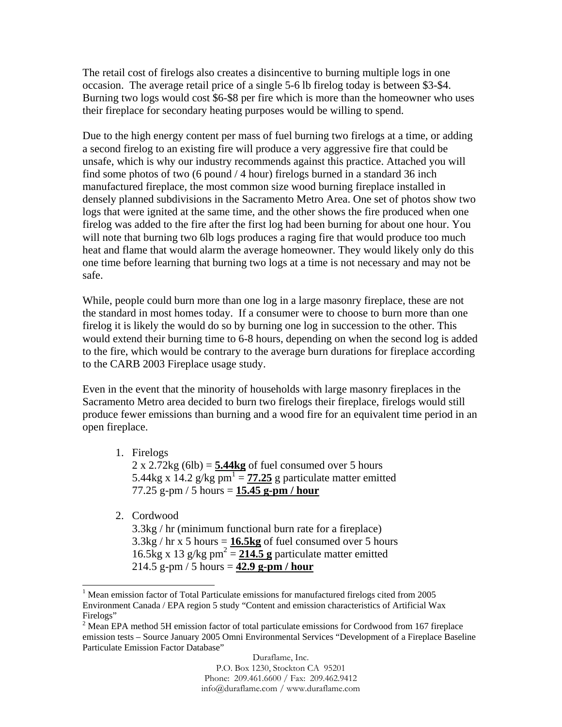The retail cost of firelogs also creates a disincentive to burning multiple logs in one occasion. The average retail price of a single 5-6 lb firelog today is between \$3-\$4. Burning two logs would cost \$6-\$8 per fire which is more than the homeowner who uses their fireplace for secondary heating purposes would be willing to spend.

Due to the high energy content per mass of fuel burning two firelogs at a time, or adding a second firelog to an existing fire will produce a very aggressive fire that could be unsafe, which is why our industry recommends against this practice. Attached you will find some photos of two (6 pound / 4 hour) firelogs burned in a standard 36 inch manufactured fireplace, the most common size wood burning fireplace installed in densely planned subdivisions in the Sacramento Metro Area. One set of photos show two logs that were ignited at the same time, and the other shows the fire produced when one firelog was added to the fire after the first log had been burning for about one hour. You will note that burning two 6lb logs produces a raging fire that would produce too much heat and flame that would alarm the average homeowner. They would likely only do this one time before learning that burning two logs at a time is not necessary and may not be safe.

While, people could burn more than one log in a large masonry fireplace, these are not the standard in most homes today. If a consumer were to choose to burn more than one firelog it is likely the would do so by burning one log in succession to the other. This would extend their burning time to 6-8 hours, depending on when the second log is added to the fire, which would be contrary to the average burn durations for fireplace according to the CARB 2003 Fireplace usage study.

Even in the event that the minority of households with large masonry fireplaces in the Sacramento Metro area decided to burn two firelogs their fireplace, firelogs would still produce fewer emissions than burning and a wood fire for an equivalent time period in an open fireplace.

1. Firelogs
   2 x 2.72kg (6lb) = **<u>5.44kg</u>** of fuel consumed over 5 hours
   5.44kg x 14.2 g/kg pm[1] = **<u>77.25</u>** g particulate matter emitted
   77.25 g-pm / 5 hours = **<u>15.45 g-pm / hour</u>**

2. Cordwood
   3.3kg / hr (minimum functional burn rate for a fireplace)
   3.3kg / hr x 5 hours = **<u>16.5kg</u>** of fuel consumed over 5 hours
   16.5kg x 13 g/kg pm[2] = **<u>214.5 g</u>** particulate matter emitted
   214.5 g-pm / 5 hours = **<u>42.9 g-pm / hour</u>**

---

[1] Mean emission factor of Total Particulate emissions for manufactured firelogs cited from 2005 Environment Canada / EPA region 5 study "Content and emission characteristics of Artificial Wax Firelogs"

[2] Mean EPA method 5H emission factor of total particulate emissions for Cordwood from 167 fireplace emission tests – Source January 2005 Omni Environmental Services "Development of a Fireplace Baseline Particulate Emission Factor Database"

Duraflame, Inc.
P.O. Box 1230, Stockton CA 95201
Phone: 209.461.6600 / Fax: 209.462.9412
info@duraflame.com / www.duraflame.com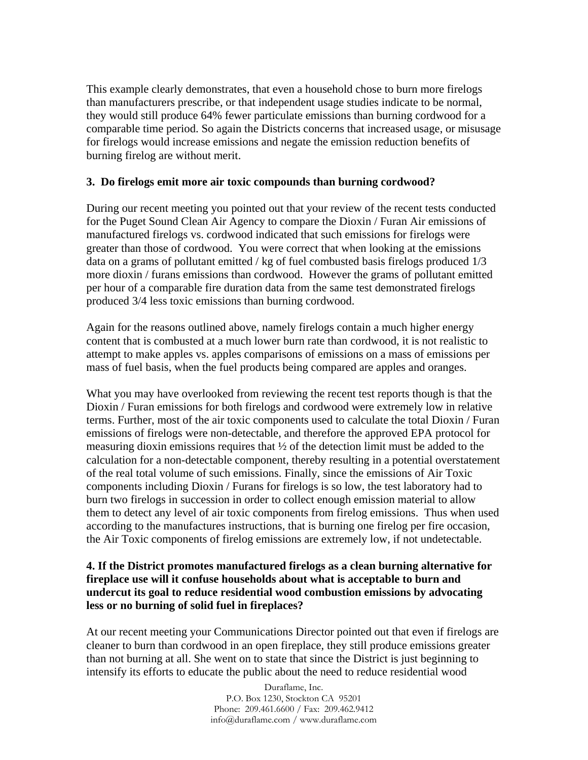This example clearly demonstrates, that even a household chose to burn more firelogs than manufacturers prescribe, or that independent usage studies indicate to be normal, they would still produce 64% fewer particulate emissions than burning cordwood for a comparable time period. So again the Districts concerns that increased usage, or misusage for firelogs would increase emissions and negate the emission reduction benefits of burning firelog are without merit.

**3. Do firelogs emit more air toxic compounds than burning cordwood?**

During our recent meeting you pointed out that your review of the recent tests conducted for the Puget Sound Clean Air Agency to compare the Dioxin / Furan Air emissions of manufactured firelogs vs. cordwood indicated that such emissions for firelogs were greater than those of cordwood. You were correct that when looking at the emissions data on a grams of pollutant emitted / kg of fuel combusted basis firelogs produced 1/3 more dioxin / furans emissions than cordwood. However the grams of pollutant emitted per hour of a comparable fire duration data from the same test demonstrated firelogs produced 3/4 less toxic emissions than burning cordwood.

Again for the reasons outlined above, namely firelogs contain a much higher energy content that is combusted at a much lower burn rate than cordwood, it is not realistic to attempt to make apples vs. apples comparisons of emissions on a mass of emissions per mass of fuel basis, when the fuel products being compared are apples and oranges.

What you may have overlooked from reviewing the recent test reports though is that the Dioxin / Furan emissions for both firelogs and cordwood were extremely low in relative terms. Further, most of the air toxic components used to calculate the total Dioxin / Furan emissions of firelogs were non-detectable, and therefore the approved EPA protocol for measuring dioxin emissions requires that ½ of the detection limit must be added to the calculation for a non-detectable component, thereby resulting in a potential overstatement of the real total volume of such emissions. Finally, since the emissions of Air Toxic components including Dioxin / Furans for firelogs is so low, the test laboratory had to burn two firelogs in succession in order to collect enough emission material to allow them to detect any level of air toxic components from firelog emissions. Thus when used according to the manufactures instructions, that is burning one firelog per fire occasion, the Air Toxic components of firelog emissions are extremely low, if not undetectable.

**4. If the District promotes manufactured firelogs as a clean burning alternative for fireplace use will it confuse households about what is acceptable to burn and undercut its goal to reduce residential wood combustion emissions by advocating less or no burning of solid fuel in fireplaces?**

At our recent meeting your Communications Director pointed out that even if firelogs are cleaner to burn than cordwood in an open fireplace, they still produce emissions greater than not burning at all. She went on to state that since the District is just beginning to intensify its efforts to educate the public about the need to reduce residential wood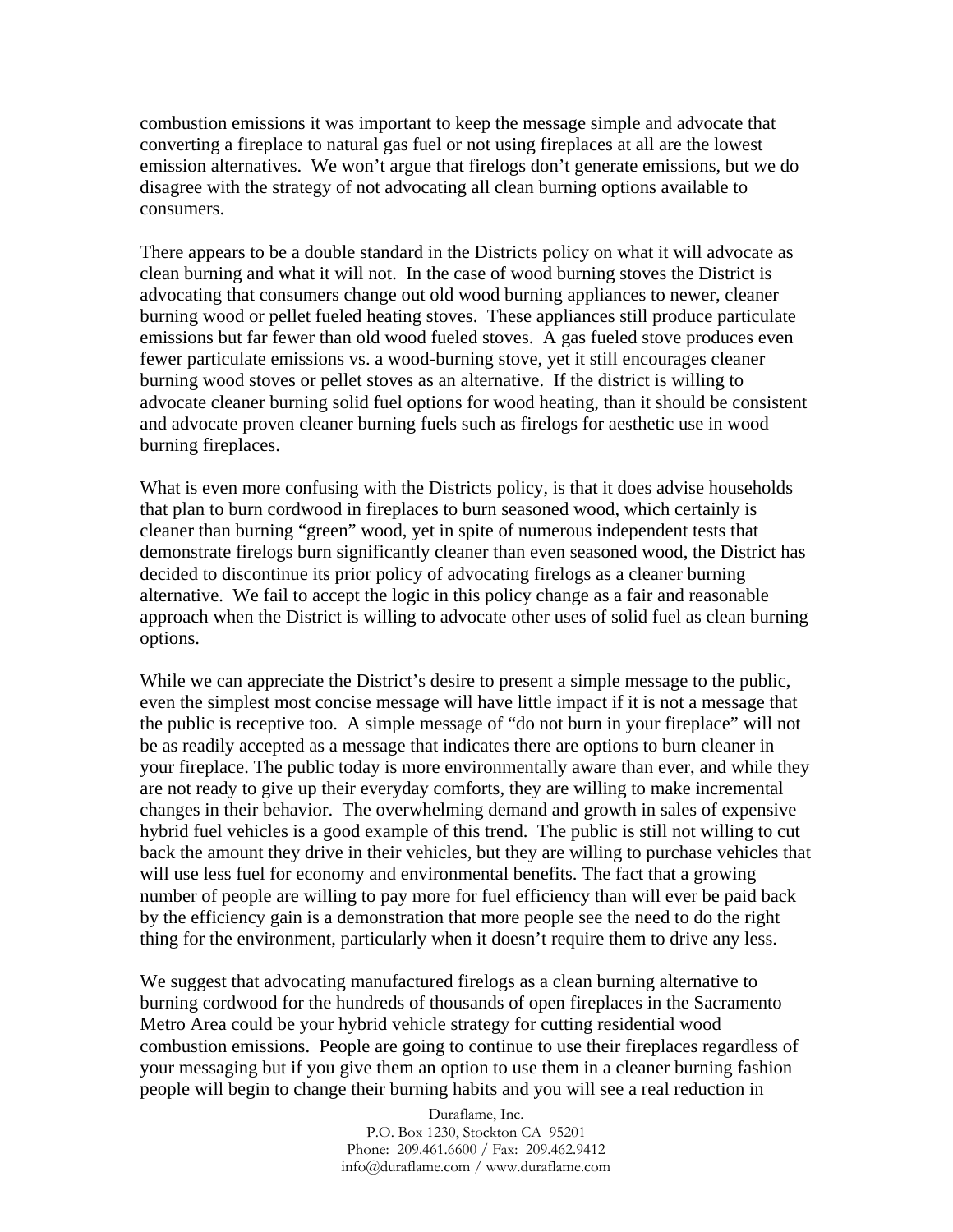combustion emissions it was important to keep the message simple and advocate that converting a fireplace to natural gas fuel or not using fireplaces at all are the lowest emission alternatives. We won't argue that firelogs don't generate emissions, but we do disagree with the strategy of not advocating all clean burning options available to consumers.

There appears to be a double standard in the Districts policy on what it will advocate as clean burning and what it will not. In the case of wood burning stoves the District is advocating that consumers change out old wood burning appliances to newer, cleaner burning wood or pellet fueled heating stoves. These appliances still produce particulate emissions but far fewer than old wood fueled stoves. A gas fueled stove produces even fewer particulate emissions vs. a wood-burning stove, yet it still encourages cleaner burning wood stoves or pellet stoves as an alternative. If the district is willing to advocate cleaner burning solid fuel options for wood heating, than it should be consistent and advocate proven cleaner burning fuels such as firelogs for aesthetic use in wood burning fireplaces.

What is even more confusing with the Districts policy, is that it does advise households that plan to burn cordwood in fireplaces to burn seasoned wood, which certainly is cleaner than burning "green" wood, yet in spite of numerous independent tests that demonstrate firelogs burn significantly cleaner than even seasoned wood, the District has decided to discontinue its prior policy of advocating firelogs as a cleaner burning alternative. We fail to accept the logic in this policy change as a fair and reasonable approach when the District is willing to advocate other uses of solid fuel as clean burning options.

While we can appreciate the District's desire to present a simple message to the public, even the simplest most concise message will have little impact if it is not a message that the public is receptive too. A simple message of "do not burn in your fireplace" will not be as readily accepted as a message that indicates there are options to burn cleaner in your fireplace. The public today is more environmentally aware than ever, and while they are not ready to give up their everyday comforts, they are willing to make incremental changes in their behavior. The overwhelming demand and growth in sales of expensive hybrid fuel vehicles is a good example of this trend. The public is still not willing to cut back the amount they drive in their vehicles, but they are willing to purchase vehicles that will use less fuel for economy and environmental benefits. The fact that a growing number of people are willing to pay more for fuel efficiency than will ever be paid back by the efficiency gain is a demonstration that more people see the need to do the right thing for the environment, particularly when it doesn't require them to drive any less.

We suggest that advocating manufactured firelogs as a clean burning alternative to burning cordwood for the hundreds of thousands of open fireplaces in the Sacramento Metro Area could be your hybrid vehicle strategy for cutting residential wood combustion emissions. People are going to continue to use their fireplaces regardless of your messaging but if you give them an option to use them in a cleaner burning fashion people will begin to change their burning habits and you will see a real reduction in

Duraflame, Inc.
P.O. Box 1230, Stockton CA 95201
Phone: 209.461.6600 / Fax: 209.462.9412
info@duraflame.com / www.duraflame.com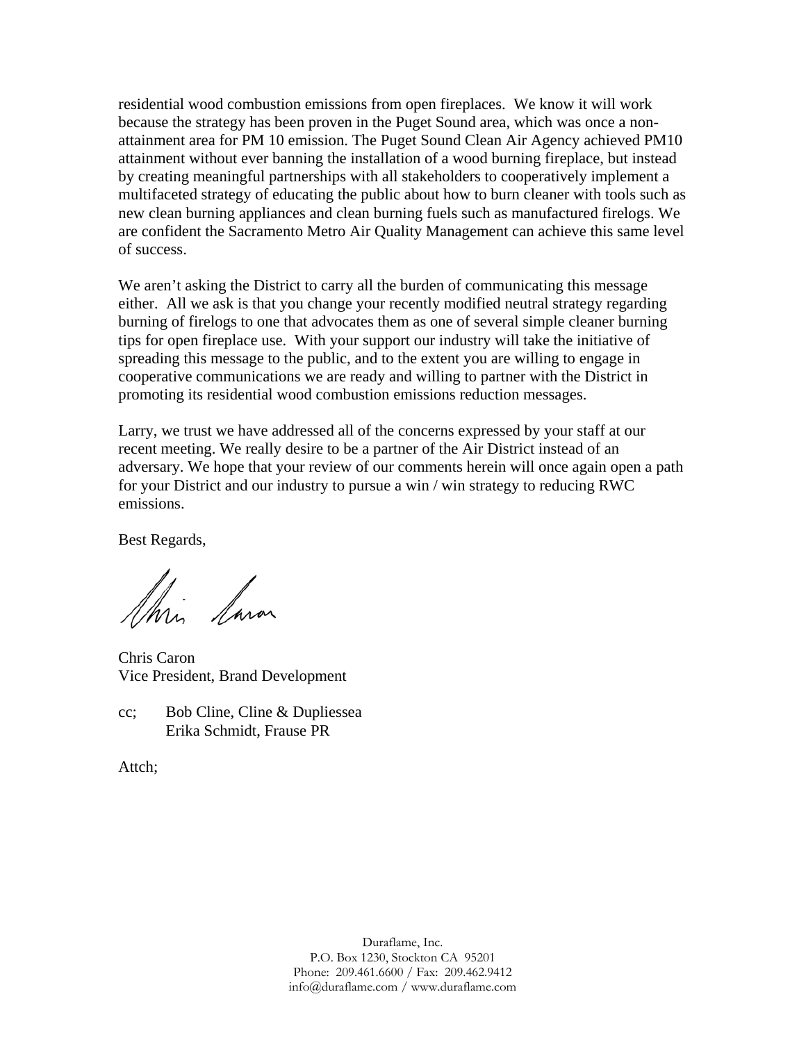residential wood combustion emissions from open fireplaces. We know it will work because the strategy has been proven in the Puget Sound area, which was once a non-attainment area for PM 10 emission. The Puget Sound Clean Air Agency achieved PM10 attainment without ever banning the installation of a wood burning fireplace, but instead by creating meaningful partnerships with all stakeholders to cooperatively implement a multifaceted strategy of educating the public about how to burn cleaner with tools such as new clean burning appliances and clean burning fuels such as manufactured firelogs. We are confident the Sacramento Metro Air Quality Management can achieve this same level of success.

We aren't asking the District to carry all the burden of communicating this message either. All we ask is that you change your recently modified neutral strategy regarding burning of firelogs to one that advocates them as one of several simple cleaner burning tips for open fireplace use. With your support our industry will take the initiative of spreading this message to the public, and to the extent you are willing to engage in cooperative communications we are ready and willing to partner with the District in promoting its residential wood combustion emissions reduction messages.

Larry, we trust we have addressed all of the concerns expressed by your staff at our recent meeting. We really desire to be a partner of the Air District instead of an adversary. We hope that your review of our comments herein will once again open a path for your District and our industry to pursue a win / win strategy to reducing RWC emissions.

Best Regards,

Chris Caron
Vice President, Brand Development

cc; Bob Cline, Cline & Dupliessea
Erika Schmidt, Frause PR

Attch;

Duraflame, Inc.
P.O. Box 1230, Stockton CA 95201
Phone: 209.461.6600 / Fax: 209.462.9412
info@duraflame.com / www.duraflame.com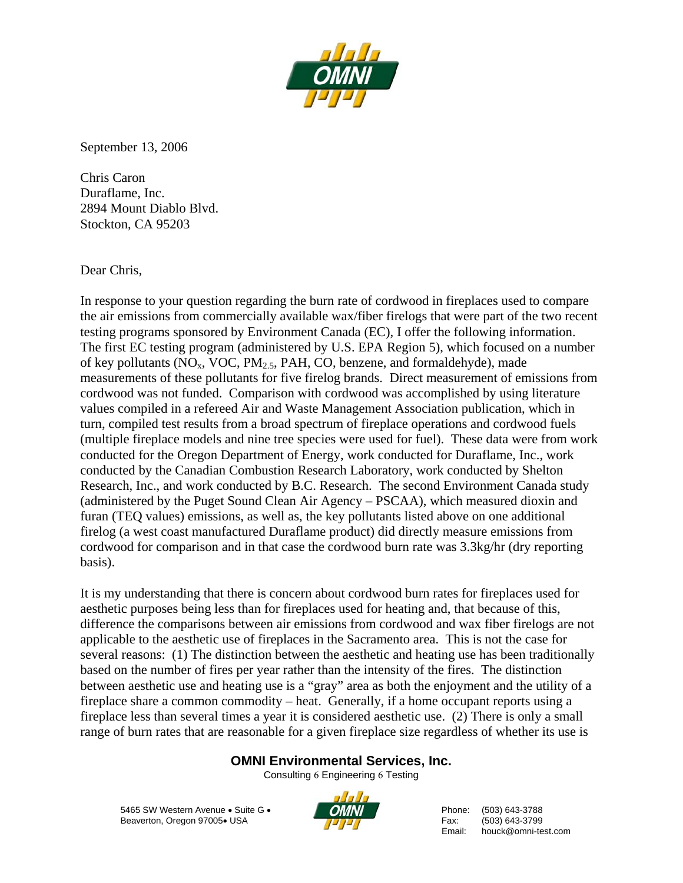September 13, 2006

Chris Caron
Duraflame, Inc.
2894 Mount Diablo Blvd.
Stockton, CA 95203

Dear Chris,

In response to your question regarding the burn rate of cordwood in fireplaces used to compare the air emissions from commercially available wax/fiber firelogs that were part of the two recent testing programs sponsored by Environment Canada (EC), I offer the following information. The first EC testing program (administered by U.S. EPA Region 5), which focused on a number of key pollutants ($NO_x$, VOC, $PM_{2.5}$, PAH, CO, benzene, and formaldehyde), made measurements of these pollutants for five firelog brands. Direct measurement of emissions from cordwood was not funded. Comparison with cordwood was accomplished by using literature values compiled in a refereed Air and Waste Management Association publication, which in turn, compiled test results from a broad spectrum of fireplace operations and cordwood fuels (multiple fireplace models and nine tree species were used for fuel). These data were from work conducted for the Oregon Department of Energy, work conducted for Duraflame, Inc., work conducted by the Canadian Combustion Research Laboratory, work conducted by Shelton Research, Inc., and work conducted by B.C. Research. The second Environment Canada study (administered by the Puget Sound Clean Air Agency – PSCAA), which measured dioxin and furan (TEQ values) emissions, as well as, the key pollutants listed above on one additional firelog (a west coast manufactured Duraflame product) did directly measure emissions from cordwood for comparison and in that case the cordwood burn rate was 3.3kg/hr (dry reporting basis).

It is my understanding that there is concern about cordwood burn rates for fireplaces used for aesthetic purposes being less than for fireplaces used for heating and, that because of this, difference the comparisons between air emissions from cordwood and wax fiber firelogs are not applicable to the aesthetic use of fireplaces in the Sacramento area. This is not the case for several reasons: (1) The distinction between the aesthetic and heating use has been traditionally based on the number of fires per year rather than the intensity of the fires. The distinction between aesthetic use and heating use is a "gray" area as both the enjoyment and the utility of a fireplace share a common commodity – heat. Generally, if a home occupant reports using a fireplace less than several times a year it is considered aesthetic use. (2) There is only a small range of burn rates that are reasonable for a given fireplace size regardless of whether its use is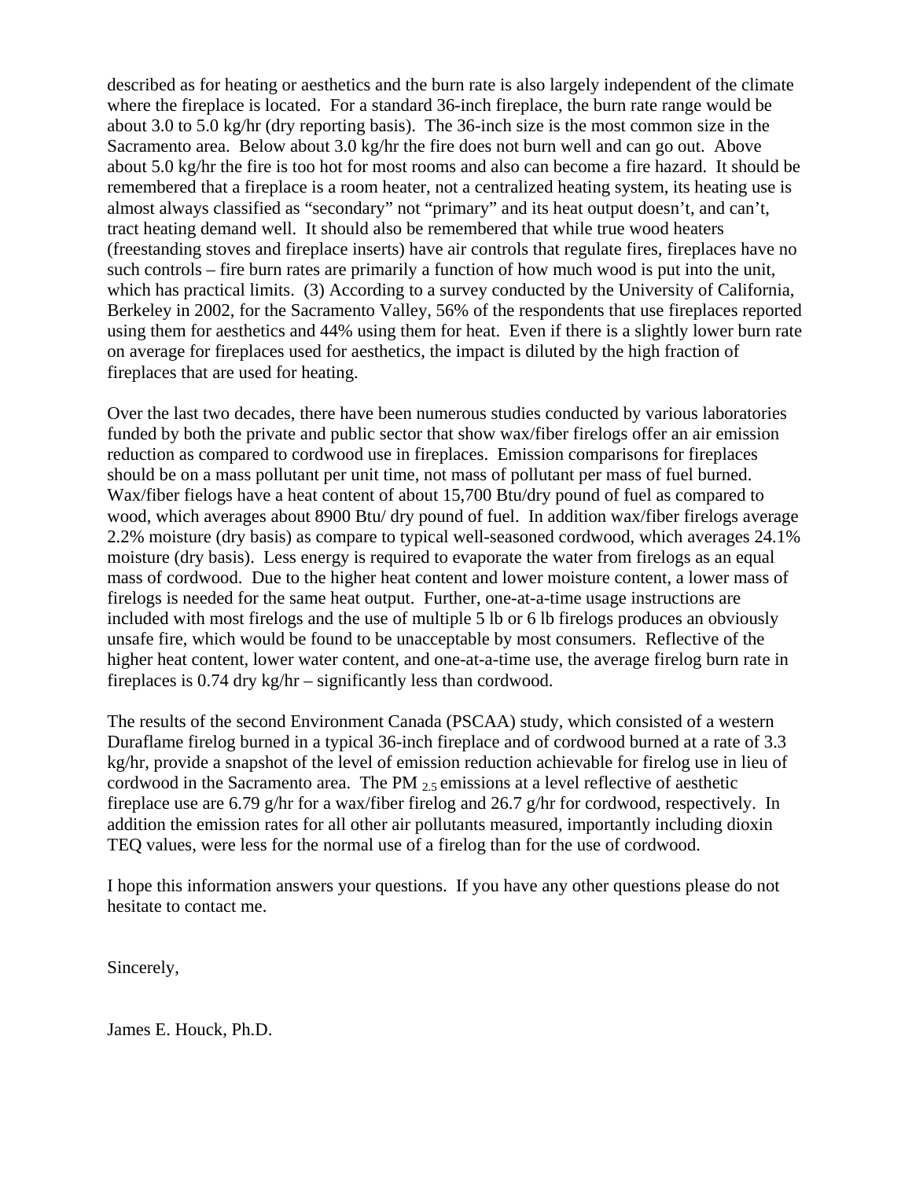described as for heating or aesthetics and the burn rate is also largely independent of the climate where the fireplace is located. For a standard 36-inch fireplace, the burn rate range would be about 3.0 to 5.0 kg/hr (dry reporting basis). The 36-inch size is the most common size in the Sacramento area. Below about 3.0 kg/hr the fire does not burn well and can go out. Above about 5.0 kg/hr the fire is too hot for most rooms and also can become a fire hazard. It should be remembered that a fireplace is a room heater, not a centralized heating system, its heating use is almost always classified as "secondary" not "primary" and its heat output doesn't, and can't, tract heating demand well. It should also be remembered that while true wood heaters (freestanding stoves and fireplace inserts) have air controls that regulate fires, fireplaces have no such controls – fire burn rates are primarily a function of how much wood is put into the unit, which has practical limits. (3) According to a survey conducted by the University of California, Berkeley in 2002, for the Sacramento Valley, 56% of the respondents that use fireplaces reported using them for aesthetics and 44% using them for heat. Even if there is a slightly lower burn rate on average for fireplaces used for aesthetics, the impact is diluted by the high fraction of fireplaces that are used for heating.

Over the last two decades, there have been numerous studies conducted by various laboratories funded by both the private and public sector that show wax/fiber firelogs offer an air emission reduction as compared to cordwood use in fireplaces. Emission comparisons for fireplaces should be on a mass pollutant per unit time, not mass of pollutant per mass of fuel burned. Wax/fiber fielogs have a heat content of about 15,700 Btu/dry pound of fuel as compared to wood, which averages about 8900 Btu/ dry pound of fuel. In addition wax/fiber firelogs average 2.2% moisture (dry basis) as compare to typical well-seasoned cordwood, which averages 24.1% moisture (dry basis). Less energy is required to evaporate the water from firelogs as an equal mass of cordwood. Due to the higher heat content and lower moisture content, a lower mass of firelogs is needed for the same heat output. Further, one-at-a-time usage instructions are included with most firelogs and the use of multiple 5 lb or 6 lb firelogs produces an obviously unsafe fire, which would be found to be unacceptable by most consumers. Reflective of the higher heat content, lower water content, and one-at-a-time use, the average firelog burn rate in fireplaces is 0.74 dry kg/hr – significantly less than cordwood.

The results of the second Environment Canada (PSCAA) study, which consisted of a western Duraflame firelog burned in a typical 36-inch fireplace and of cordwood burned at a rate of 3.3 kg/hr, provide a snapshot of the level of emission reduction achievable for firelog use in lieu of cordwood in the Sacramento area. The $PM_{2.5}$ emissions at a level reflective of aesthetic fireplace use are 6.79 g/hr for a wax/fiber firelog and 26.7 g/hr for cordwood, respectively. In addition the emission rates for all other air pollutants measured, importantly including dioxin TEQ values, were less for the normal use of a firelog than for the use of cordwood.

I hope this information answers your questions. If you have any other questions please do not hesitate to contact me.

Sincerely,

James E. Houck, Ph.D.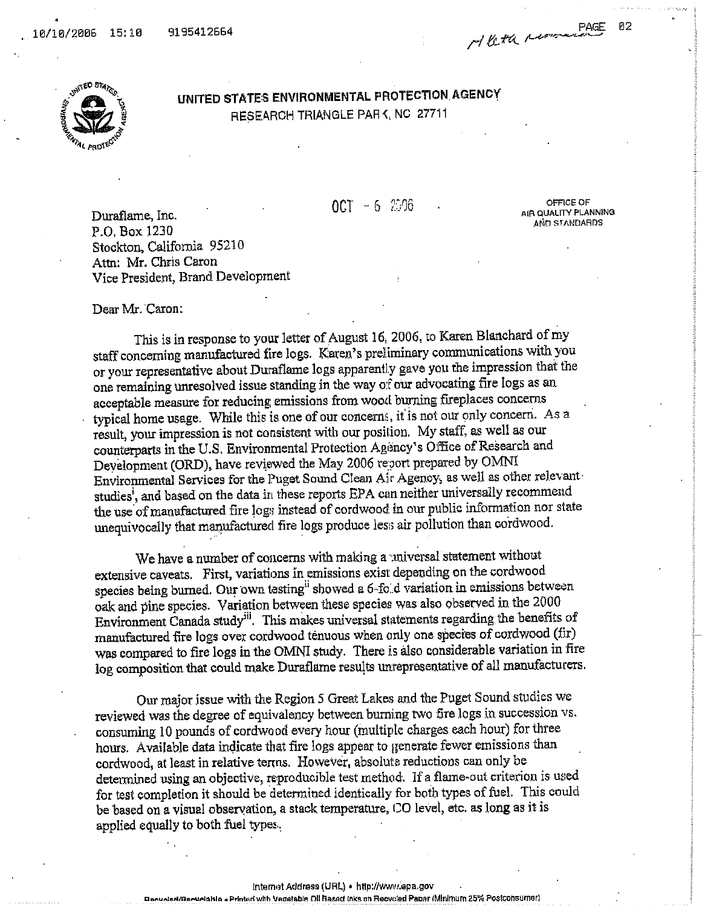**UNITED STATES ENVIRONMENTAL PROTECTION AGENCY**
RESEARCH TRIANGLE PARK, NC 27711

OCT - 6 2006

OFFICE OF
AIR QUALITY PLANNING
AND STANDARDS

Duraflame, Inc.
P.O. Box 1230
Stockton, California 95210
Attn: Mr. Chris Caron
Vice President, Brand Development

Dear Mr. Caron:

This is in response to your letter of August 16, 2006, to Karen Blanchard of my staff concerning manufactured fire logs. Karen's preliminary communications with you or your representative about Duraflame logs apparently gave you the impression that the one remaining unresolved issue standing in the way of our advocating fire logs as an acceptable measure for reducing emissions from wood burning fireplaces concerns typical home usage. While this is one of our concerns, it is not our only concern. As a result, your impression is not consistent with our position. My staff, as well as our counterparts in the U.S. Environmental Protection Agency's Office of Research and Development (ORD), have reviewed the May 2006 report prepared by OMNI Environmental Services for the Puget Sound Clean Air Agency, as well as other relevant studies[i], and based on the data in these reports EPA can neither universally recommend the use of manufactured fire logs instead of cordwood in our public information nor state unequivocally that manufactured fire logs produce less air pollution than cordwood.

We have a number of concerns with making a universal statement without extensive caveats. First, variations in emissions exist depending on the cordwood species being burned. Our own testing[ii] showed a 6-fold variation in emissions between oak and pine species. Variation between these species was also observed in the 2000 Environment Canada study[iii]. This makes universal statements regarding the benefits of manufactured fire logs over cordwood tenuous when only one species of cordwood (fir) was compared to fire logs in the OMNI study. There is also considerable variation in fire log composition that could make Duraflame results unrepresentative of all manufacturers.

Our major issue with the Region 5 Great Lakes and the Puget Sound studies we reviewed was the degree of equivalency between burning two fire logs in succession vs. consuming 10 pounds of cordwood every hour (multiple charges each hour) for three hours. Available data indicate that fire logs appear to generate fewer emissions than cordwood, at least in relative terms. However, absolute reductions can only be determined using an objective, reproducible test method. If a flame-out criterion is used for test completion it should be determined identically for both types of fuel. This could be based on a visual observation, a stack temperature, CO level, etc. as long as it is applied equally to both fuel types.

Internet Address (URL) • http://www.epa.gov
Recycled/Recyclable • Printed with Vegetable Oil Based Inks on Recycled Paper (Minimum 25% Postconsumer)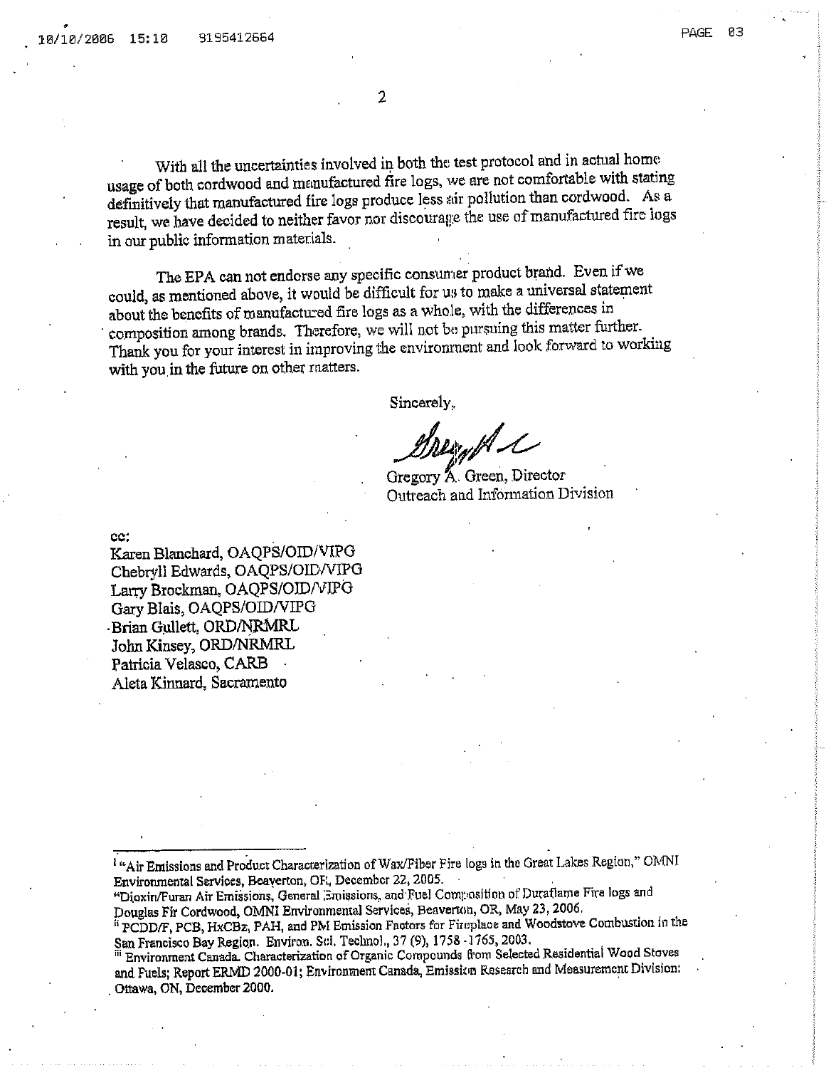With all the uncertainties involved in both the test protocol and in actual home usage of both cordwood and manufactured fire logs, we are not comfortable with stating definitively that manufactured fire logs produce less air pollution than cordwood. As a result, we have decided to neither favor nor discourage the use of manufactured fire logs in our public information materials.

The EPA can not endorse any specific consumer product brand. Even if we could, as mentioned above, it would be difficult for us to make a universal statement about the benefits of manufactured fire logs as a whole, with the differences in composition among brands. Therefore, we will not be pursuing this matter further. Thank you for your interest in improving the environment and look forward to working with you in the future on other matters.

Sincerely,

Gregory A. Green, Director
Outreach and Information Division

cc:
Karen Blanchard, OAQPS/OID/VIPG
Chebryll Edwards, OAQPS/OID/VIPG
Larry Brockman, OAQPS/OID/VIPG
Gary Blais, OAQPS/OID/VIPG
Brian Gullett, ORD/NRMRL
John Kinsey, ORD/NRMRL
Patricia Velasco, CARB
Aleta Kinnard, Sacramento

---

[i] "Air Emissions and Product Characterization of Wax/Fiber Fire logs in the Great Lakes Region," OMNI Environmental Services, Beaverton, OR, December 22, 2005.
"Dioxin/Furan Air Emissions, General Emissions, and Fuel Composition of Duraflame Fire logs and Douglas Fir Cordwood, OMNI Environmental Services, Beaverton, OR, May 23, 2006.

[ii] PCDD/F, PCB, HxCBz, PAH, and PM Emission Factors for Fireplace and Woodstove Combustion in the San Francisco Bay Region. Environ. Sci. Technol., 37 (9), 1758 -1765, 2003.

[iii] Environment Canada. Characterization of Organic Compounds from Selected Residential Wood Stoves and Fuels; Report ERMD 2000-01; Environment Canada, Emission Research and Measurement Division: Ottawa, ON, December 2000.